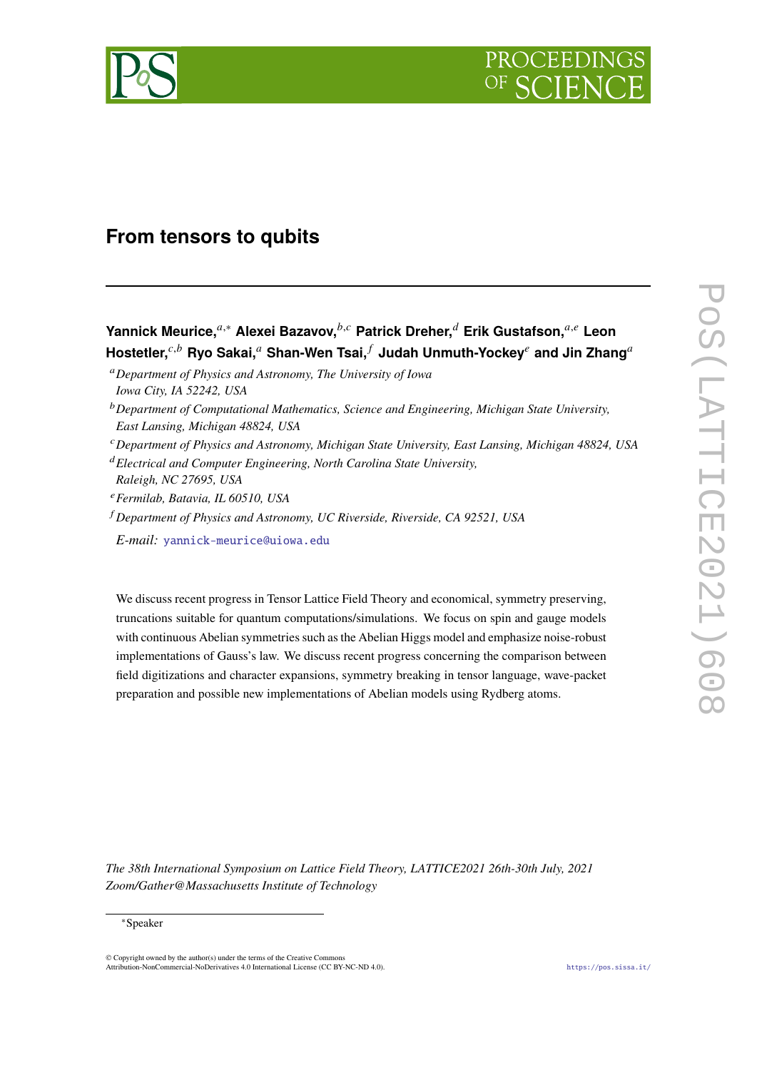# From tensors to qubits

**Yannick Meurice,**[a,*] **Alexei Bazavov,**[b,c] **Patrick Dreher,**[d] **Erik Gustafson,**[a,e] **Leon Hostetler,**[c,b] **Ryo Sakai,**[a] **Shan-Wen Tsai,**[f] **Judah Unmuth-Yockey**[e] **and Jin Zhang**[a]

[a] *Department of Physics and Astronomy, The University of Iowa Iowa City, IA 52242, USA*

[b] *Department of Computational Mathematics, Science and Engineering, Michigan State University, East Lansing, Michigan 48824, USA*

[c] *Department of Physics and Astronomy, Michigan State University, East Lansing, Michigan 48824, USA*

[d] *Electrical and Computer Engineering, North Carolina State University, Raleigh, NC 27695, USA*

[e] *Fermilab, Batavia, IL 60510, USA*

[f] *Department of Physics and Astronomy, UC Riverside, Riverside, CA 92521, USA*

*E-mail:* yannick-meurice@uiowa.edu

We discuss recent progress in Tensor Lattice Field Theory and economical, symmetry preserving, truncations suitable for quantum computations/simulations. We focus on spin and gauge models with continuous Abelian symmetries such as the Abelian Higgs model and emphasize noise-robust implementations of Gauss's law. We discuss recent progress concerning the comparison between field digitizations and character expansions, symmetry breaking in tensor language, wave-packet preparation and possible new implementations of Abelian models using Rydberg atoms.

*The 38th International Symposium on Lattice Field Theory, LATTICE2021 26th-30th July, 2021 Zoom/Gather@Massachusetts Institute of Technology*

[*] Speaker

© Copyright owned by the author(s) under the terms of the Creative Commons Attribution-NonCommercial-NoDerivatives 4.0 International License (CC BY-NC-ND 4.0).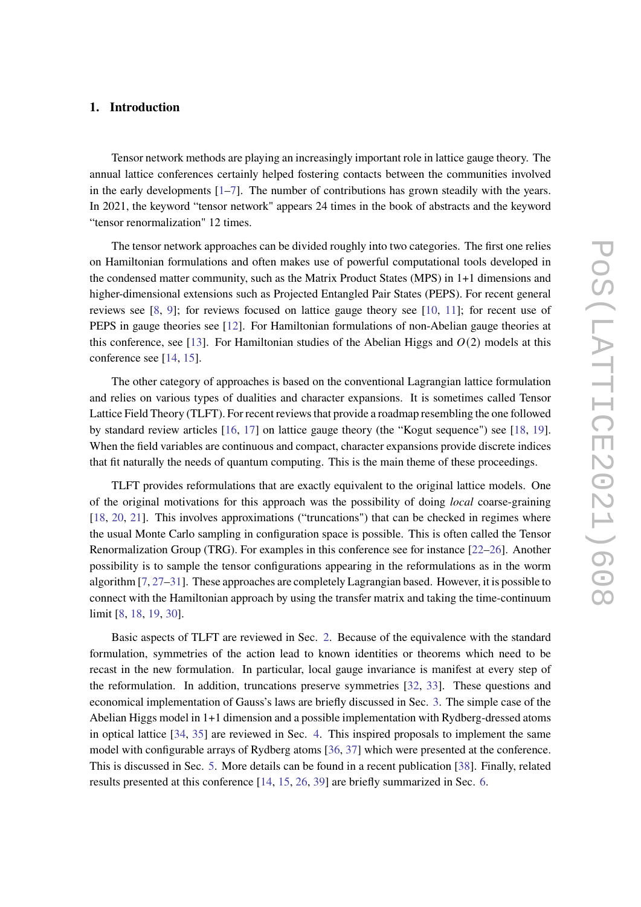## 1. Introduction

Tensor network methods are playing an increasingly important role in lattice gauge theory. The annual lattice conferences certainly helped fostering contacts between the communities involved in the early developments [1–7]. The number of contributions has grown steadily with the years. In 2021, the keyword "tensor network" appears 24 times in the book of abstracts and the keyword "tensor renormalization" 12 times.

The tensor network approaches can be divided roughly into two categories. The first one relies on Hamiltonian formulations and often makes use of powerful computational tools developed in the condensed matter community, such as the Matrix Product States (MPS) in 1+1 dimensions and higher-dimensional extensions such as Projected Entangled Pair States (PEPS). For recent general reviews see [8, 9]; for reviews focused on lattice gauge theory see [10, 11]; for recent use of PEPS in gauge theories see [12]. For Hamiltonian formulations of non-Abelian gauge theories at this conference, see [13]. For Hamiltonian studies of the Abelian Higgs and $O(2)$ models at this conference see [14, 15].

The other category of approaches is based on the conventional Lagrangian lattice formulation and relies on various types of dualities and character expansions. It is sometimes called Tensor Lattice Field Theory (TLFT). For recent reviews that provide a roadmap resembling the one followed by standard review articles [16, 17] on lattice gauge theory (the "Kogut sequence") see [18, 19]. When the field variables are continuous and compact, character expansions provide discrete indices that fit naturally the needs of quantum computing. This is the main theme of these proceedings.

TLFT provides reformulations that are exactly equivalent to the original lattice models. One of the original motivations for this approach was the possibility of doing *local* coarse-graining [18, 20, 21]. This involves approximations ("truncations") that can be checked in regimes where the usual Monte Carlo sampling in configuration space is possible. This is often called the Tensor Renormalization Group (TRG). For examples in this conference see for instance [22–26]. Another possibility is to sample the tensor configurations appearing in the reformulations as in the worm algorithm [7, 27–31]. These approaches are completely Lagrangian based. However, it is possible to connect with the Hamiltonian approach by using the transfer matrix and taking the time-continuum limit [8, 18, 19, 30].

Basic aspects of TLFT are reviewed in Sec. 2. Because of the equivalence with the standard formulation, symmetries of the action lead to known identities or theorems which need to be recast in the new formulation. In particular, local gauge invariance is manifest at every step of the reformulation. In addition, truncations preserve symmetries [32, 33]. These questions and economical implementation of Gauss's laws are briefly discussed in Sec. 3. The simple case of the Abelian Higgs model in 1+1 dimension and a possible implementation with Rydberg-dressed atoms in optical lattice [34, 35] are reviewed in Sec. 4. This inspired proposals to implement the same model with configurable arrays of Rydberg atoms [36, 37] which were presented at the conference. This is discussed in Sec. 5. More details can be found in a recent publication [38]. Finally, related results presented at this conference [14, 15, 26, 39] are briefly summarized in Sec. 6.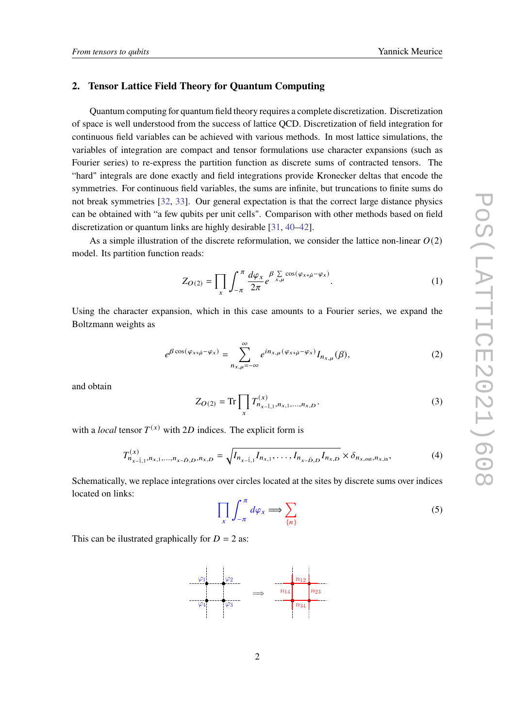## 2. Tensor Lattice Field Theory for Quantum Computing

Quantum computing for quantum field theory requires a complete discretization. Discretization of space is well understood from the success of lattice QCD. Discretization of field integration for continuous field variables can be achieved with various methods. In most lattice simulations, the variables of integration are compact and tensor formulations use character expansions (such as Fourier series) to re-express the partition function as discrete sums of contracted tensors. The "hard" integrals are done exactly and field integrations provide Kronecker deltas that encode the symmetries. For continuous field variables, the sums are infinite, but truncations to finite sums do not break symmetries [32, 33]. Our general expectation is that the correct large distance physics can be obtained with "a few qubits per unit cells". Comparison with other methods based on field discretization or quantum links are highly desirable [31, 40–42].

As a simple illustration of the discrete reformulation, we consider the lattice non-linear $O(2)$ model. Its partition function reads:

$$Z_{O(2)} = \prod_x \int_{-\pi}^{\pi} \frac{d\varphi_x}{2\pi} e^{\beta \sum_{x,\mu} \cos(\varphi_{x+\hat{\mu}} - \varphi_x)}. \tag{1}$$

Using the character expansion, which in this case amounts to a Fourier series, we expand the Boltzmann weights as

$$e^{\beta \cos(\varphi_{x+\hat{\mu}} - \varphi_x)} = \sum_{n_{x,\mu}=-\infty}^{\infty} e^{i n_{x,\mu}(\varphi_{x+\hat{\mu}} - \varphi_x)} I_{n_{x,\mu}}(\beta), \tag{2}$$

and obtain

$$Z_{O(2)} = \mathrm{Tr} \prod_x T^{(x)}_{n_{x-\hat{1},1}, n_{x,1}, \ldots, n_{x,D}}. \tag{3}$$

with a *local* tensor $T^{(x)}$ with $2D$ indices. The explicit form is

$$T^{(x)}_{n_{x-\hat{1},1}, n_{x,1}, \ldots, n_{x-\hat{D},D}, n_{x,D}} = \sqrt{I_{n_{x-\hat{1},1}} I_{n_{x,1}}, \ldots, I_{n_{x-\hat{D},D}} I_{n_{x,D}}} \times \delta_{n_{x,\mathrm{out}}, n_{x,\mathrm{in}}}, \tag{4}$$

Schematically, we replace integrations over circles located at the sites by discrete sums over indices located on links:

$$\prod_x \int_{-\pi}^{\pi} d\varphi_x \Longrightarrow \sum_{\{n\}} \tag{5}$$

This can be illustrated graphically for $D = 2$ as: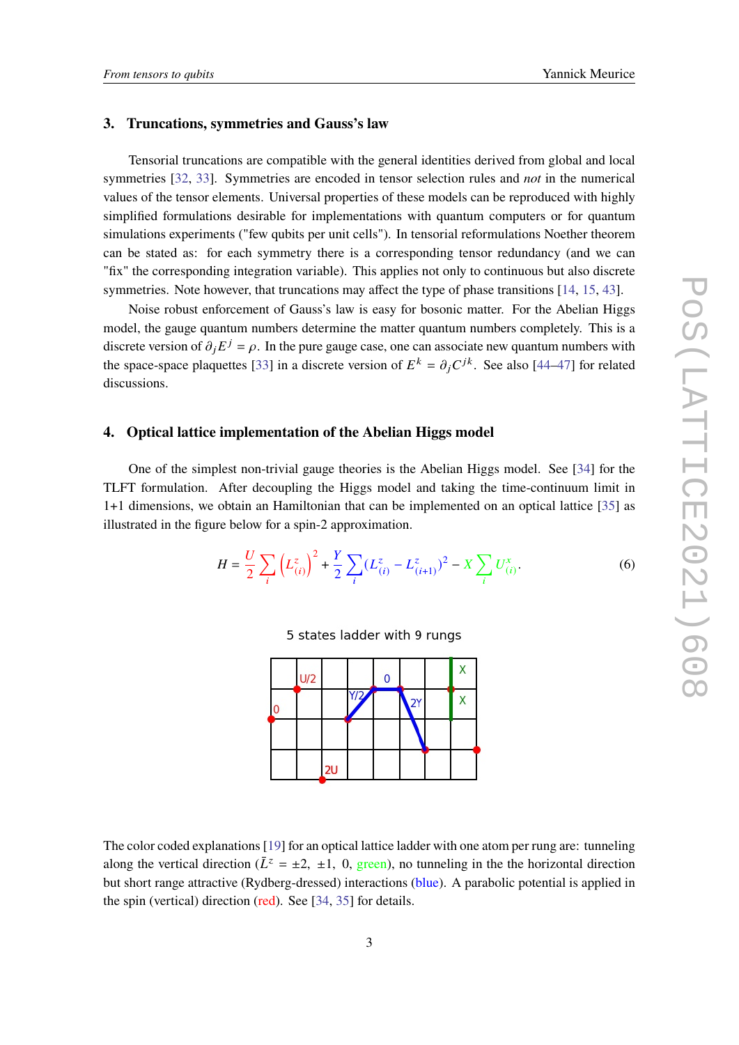## 3. Truncations, symmetries and Gauss's law

Tensorial truncations are compatible with the general identities derived from global and local symmetries [32, 33]. Symmetries are encoded in tensor selection rules and *not* in the numerical values of the tensor elements. Universal properties of these models can be reproduced with highly simplified formulations desirable for implementations with quantum computers or for quantum simulations experiments ("few qubits per unit cells"). In tensorial reformulations Noether theorem can be stated as: for each symmetry there is a corresponding tensor redundancy (and we can "fix" the corresponding integration variable). This applies not only to continuous but also discrete symmetries. Note however, that truncations may affect the type of phase transitions [14, 15, 43].

Noise robust enforcement of Gauss's law is easy for bosonic matter. For the Abelian Higgs model, the gauge quantum numbers determine the matter quantum numbers completely. This is a discrete version of $\partial_j E^j = \rho$. In the pure gauge case, one can associate new quantum numbers with the space-space plaquettes [33] in a discrete version of $E^k = \partial_j C^{jk}$. See also [44–47] for related discussions.

## 4. Optical lattice implementation of the Abelian Higgs model

One of the simplest non-trivial gauge theories is the Abelian Higgs model. See [34] for the TLFT formulation. After decoupling the Higgs model and taking the time-continuum limit in 1+1 dimensions, we obtain an Hamiltonian that can be implemented on an optical lattice [35] as illustrated in the figure below for a spin-2 approximation.

$$H = \frac{U}{2}\sum_i \left(L^z_{(i)}\right)^2 + \frac{Y}{2}\sum_i (L^z_{(i)} - L^z_{(i+1)})^2 - X\sum_i U^x_{(i)}. \tag{6}$$

5 states ladder with 9 rungs

The color coded explanations [19] for an optical lattice ladder with one atom per rung are: tunneling along the vertical direction ($\bar{L}^z = \pm 2,\ \pm 1,\ 0$, green), no tunneling in the the horizontal direction but short range attractive (Rydberg-dressed) interactions (blue). A parabolic potential is applied in the spin (vertical) direction (red). See [34, 35] for details.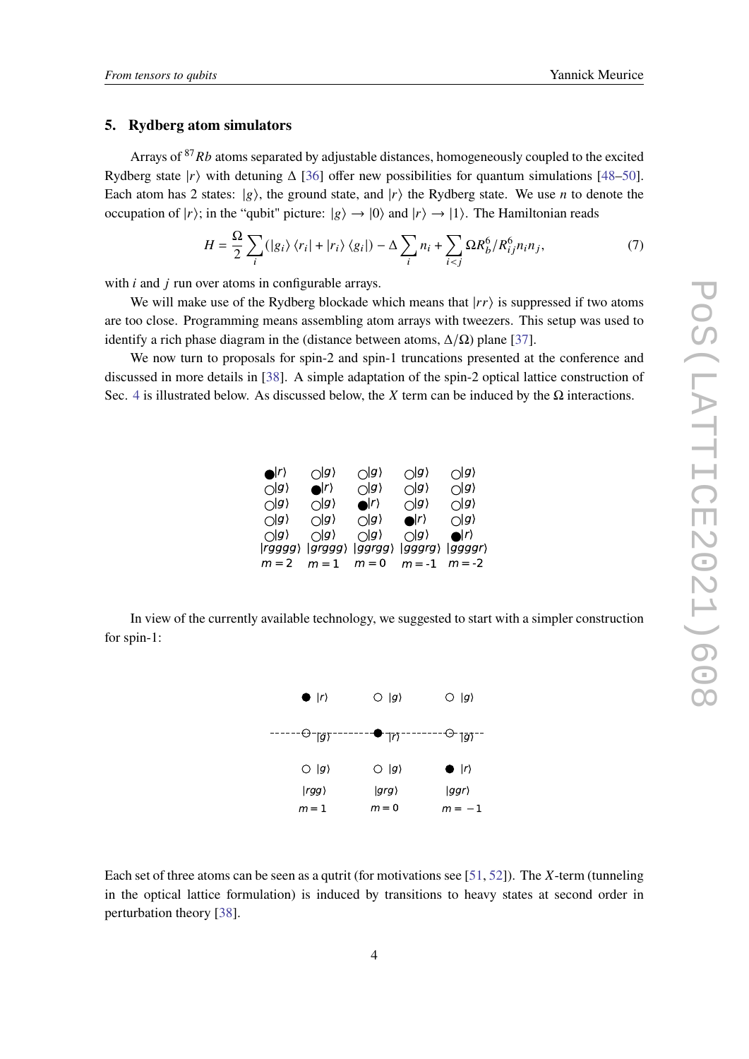## 5. Rydberg atom simulators

Arrays of $^{87}Rb$ atoms separated by adjustable distances, homogeneously coupled to the excited Rydberg state $|r\rangle$ with detuning $\Delta$ [36] offer new possibilities for quantum simulations [48–50]. Each atom has 2 states: $|g\rangle$, the ground state, and $|r\rangle$ the Rydberg state. We use $n$ to denote the occupation of $|r\rangle$; in the "qubit" picture: $|g\rangle \to |0\rangle$ and $|r\rangle \to |1\rangle$. The Hamiltonian reads

$$H = \frac{\Omega}{2}\sum_i (|g_i\rangle\langle r_i| + |r_i\rangle\langle g_i|) - \Delta\sum_i n_i + \sum_{i<j} \Omega R_b^6/R_{ij}^6 n_i n_j, \tag{7}$$

with $i$ and $j$ run over atoms in configurable arrays.

We will make use of the Rydberg blockade which means that $|rr\rangle$ is suppressed if two atoms are too close. Programming means assembling atom arrays with tweezers. This setup was used to identify a rich phase diagram in the (distance between atoms, $\Delta/\Omega$) plane [37].

We now turn to proposals for spin-2 and spin-1 truncations presented at the conference and discussed in more details in [38]. A simple adaptation of the spin-2 optical lattice construction of Sec. 4 is illustrated below. As discussed below, the $X$ term can be induced by the $\Omega$ interactions.

| ● $\vert r\rangle$ | ○ $\vert g\rangle$ | ○ $\vert g\rangle$ | ○ $\vert g\rangle$ | ○ $\vert g\rangle$ |
|---|---|---|---|---|
| ○ $\vert g\rangle$ | ● $\vert r\rangle$ | ○ $\vert g\rangle$ | ○ $\vert g\rangle$ | ○ $\vert g\rangle$ |
| ○ $\vert g\rangle$ | ○ $\vert g\rangle$ | ● $\vert r\rangle$ | ○ $\vert g\rangle$ | ○ $\vert g\rangle$ |
| ○ $\vert g\rangle$ | ○ $\vert g\rangle$ | ○ $\vert g\rangle$ | ● $\vert r\rangle$ | ○ $\vert g\rangle$ |
| ○ $\vert g\rangle$ | ○ $\vert g\rangle$ | ○ $\vert g\rangle$ | ○ $\vert g\rangle$ | ● $\vert r\rangle$ |
| $\vert rgggg\rangle$ | $\vert grggg\rangle$ | $\vert ggrgg\rangle$ | $\vert gggrg\rangle$ | $\vert ggggr\rangle$ |
| $m=2$ | $m=1$ | $m=0$ | $m=$ -1 | $m=$ -2 |

In view of the currently available technology, we suggested to start with a simpler construction for spin-1:

| ● $\vert r\rangle$ | ○ $\vert g\rangle$ | ○ $\vert g\rangle$ |
|---|---|---|
| ○ $\vert g\rangle$ | ● $\vert r\rangle$ | ○ $\vert g\rangle$ |
| ○ $\vert g\rangle$ | ○ $\vert g\rangle$ | ● $\vert r\rangle$ |
| $\vert rgg\rangle$ | $\vert grg\rangle$ | $\vert ggr\rangle$ |
| $m=1$ | $m=0$ | $m=-1$ |

Each set of three atoms can be seen as a qutrit (for motivations see [51, 52]). The $X$-term (tunneling in the optical lattice formulation) is induced by transitions to heavy states at second order in perturbation theory [38].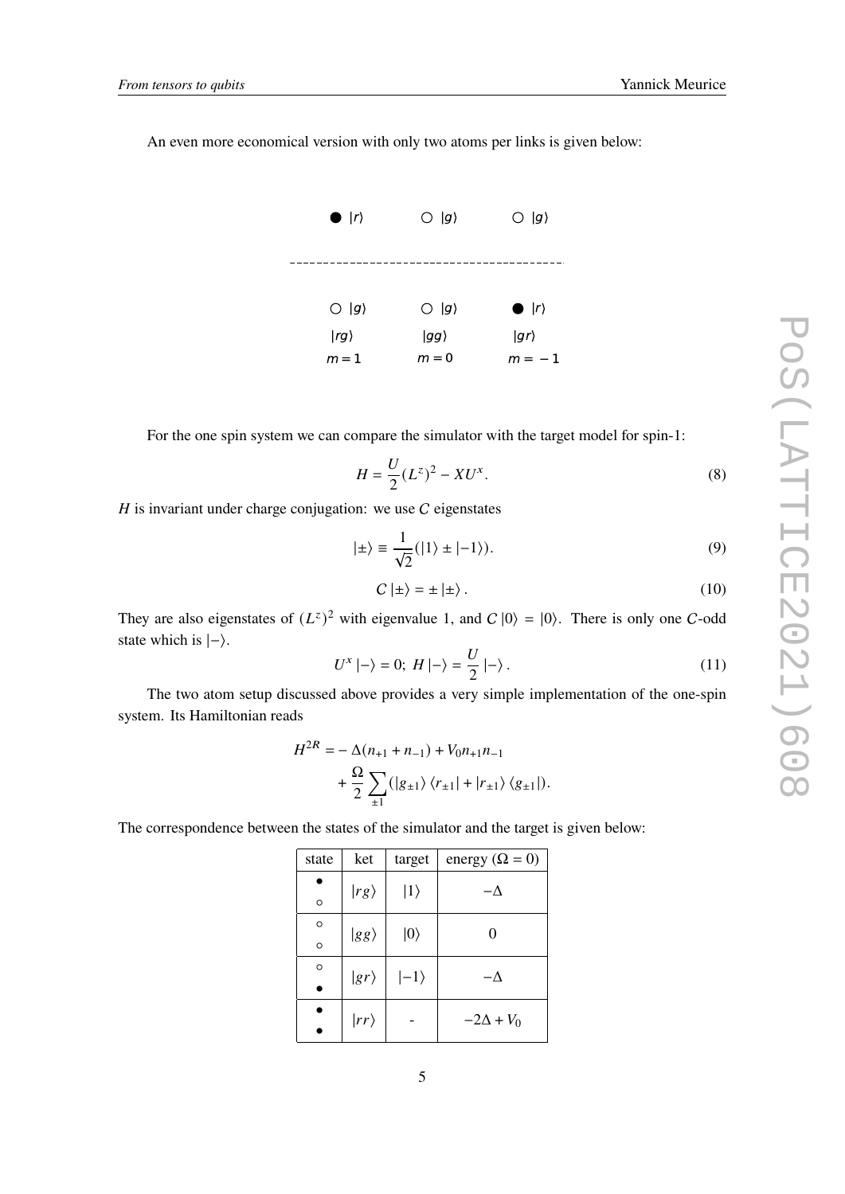An even more economical version with only two atoms per links is given below:

| ● $\vert r\rangle$ | ○ $\vert g\rangle$ | ○ $\vert g\rangle$ |
|---|---|---|
| ○ $\vert g\rangle$ | ○ $\vert g\rangle$ | ● $\vert r\rangle$ |
| $\vert rg\rangle$ | $\vert gg\rangle$ | $\vert gr\rangle$ |
| $m = 1$ | $m = 0$ | $m = -1$ |

For the one spin system we can compare the simulator with the target model for spin-1:

$$H = \frac{U}{2}(L^z)^2 - XU^x. \tag{8}$$

$H$ is invariant under charge conjugation: we use $C$ eigenstates

$$|\pm\rangle \equiv \frac{1}{\sqrt{2}}(|1\rangle \pm |-1\rangle). \tag{9}$$

$$C\,|\pm\rangle = \pm\,|\pm\rangle\,. \tag{10}$$

They are also eigenstates of $(L^z)^2$ with eigenvalue 1, and $C\,|0\rangle = |0\rangle$. There is only one $C$-odd state which is $|-\rangle$.

$$U^x\,|-\rangle = 0;\ H\,|-\rangle = \frac{U}{2}\,|-\rangle\,. \tag{11}$$

The two atom setup discussed above provides a very simple implementation of the one-spin system. Its Hamiltonian reads

$$\begin{aligned} H^{2R} =& -\Delta(n_{+1} + n_{-1}) + V_0 n_{+1} n_{-1} \\ &+ \frac{\Omega}{2}\sum_{\pm 1}(|g_{\pm 1}\rangle\,\langle r_{\pm 1}| + |r_{\pm 1}\rangle\,\langle g_{\pm 1}|). \end{aligned}$$

The correspondence between the states of the simulator and the target is given below:

| state | ket | target | energy ($\Omega = 0$) |
|---|---|---|---|
| ● ○ | $\vert rg\rangle$ | $\vert 1\rangle$ | $-\Delta$ |
| ○ ○ | $\vert gg\rangle$ | $\vert 0\rangle$ | 0 |
| ○ ● | $\vert gr\rangle$ | $\vert -1\rangle$ | $-\Delta$ |
| ● ● | $\vert rr\rangle$ | - | $-2\Delta + V_0$ |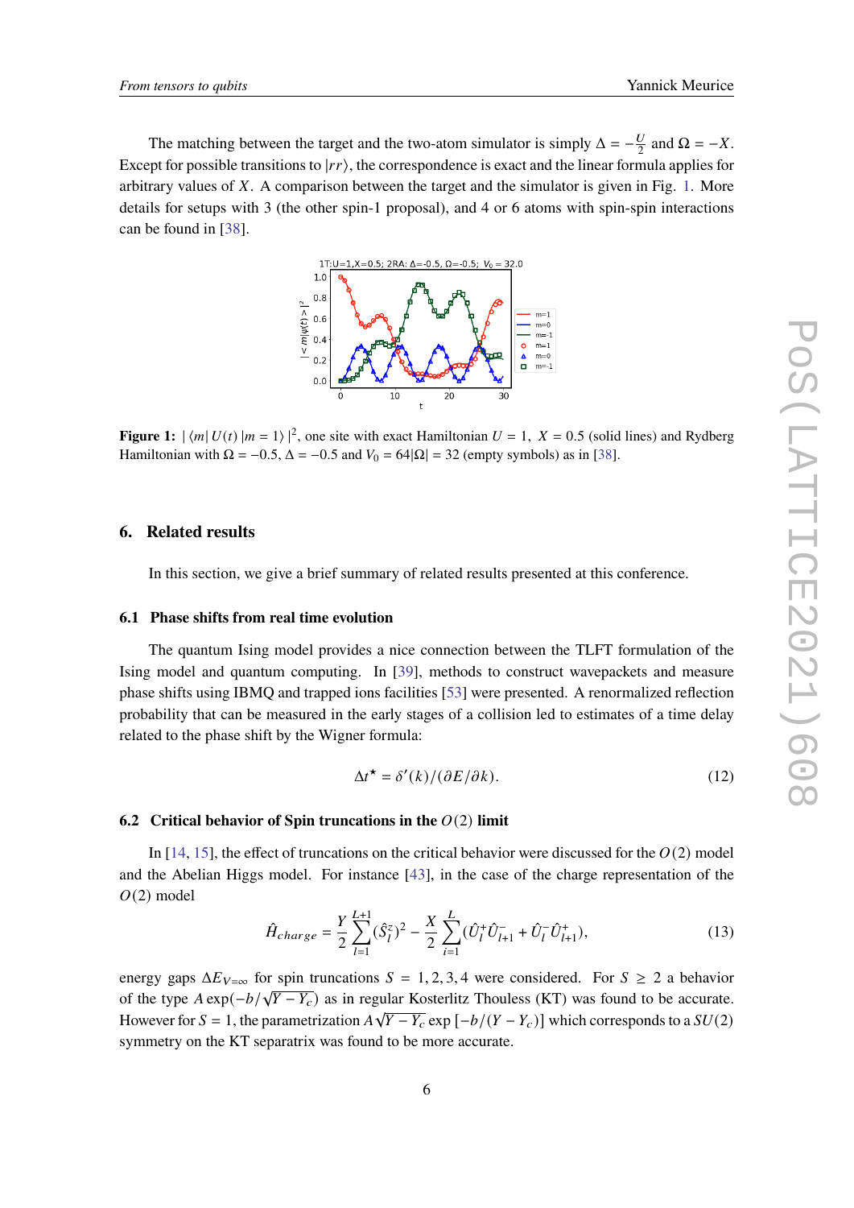The matching between the target and the two-atom simulator is simply $\Delta = -\frac{U}{2}$ and $\Omega = -X$. Except for possible transitions to $|rr\rangle$, the correspondence is exact and the linear formula applies for arbitrary values of $X$. A comparison between the target and the simulator is given in Fig. 1. More details for setups with 3 (the other spin-1 proposal), and 4 or 6 atoms with spin-spin interactions can be found in [38].

**Figure 1:** $|\langle m|\, U(t)\, |m = 1\rangle|^2$, one site with exact Hamiltonian $U = 1$, $X = 0.5$ (solid lines) and Rydberg Hamiltonian with $\Omega = -0.5$, $\Delta = -0.5$ and $V_0 = 64|\Omega| = 32$ (empty symbols) as in [38].

## 6. Related results

In this section, we give a brief summary of related results presented at this conference.

### 6.1 Phase shifts from real time evolution

The quantum Ising model provides a nice connection between the TLFT formulation of the Ising model and quantum computing. In [39], methods to construct wavepackets and measure phase shifts using IBMQ and trapped ions facilities [53] were presented. A renormalized reflection probability that can be measured in the early stages of a collision led to estimates of a time delay related to the phase shift by the Wigner formula:

$$\Delta t^{\star} = \delta'(k)/(\partial E/\partial k). \tag{12}$$

### 6.2 Critical behavior of Spin truncations in the $O(2)$ limit

In [14, 15], the effect of truncations on the critical behavior were discussed for the $O(2)$ model and the Abelian Higgs model. For instance [43], in the case of the charge representation of the $O(2)$ model

$$\hat{H}_{charge} = \frac{Y}{2}\sum_{l=1}^{L+1}(\hat{S}_l^z)^2 - \frac{X}{2}\sum_{i=1}^{L}(\hat{U}_l^{+}\hat{U}_{l+1}^{-} + \hat{U}_l^{-}\hat{U}_{l+1}^{+}), \tag{13}$$

energy gaps $\Delta E_{V=\infty}$ for spin truncations $S = 1, 2, 3, 4$ were considered. For $S \geq 2$ a behavior of the type $A\exp(-b/\sqrt{Y - Y_c})$ as in regular Kosterlitz Thouless (KT) was found to be accurate. However for $S = 1$, the parametrization $A\sqrt{Y - Y_c}\exp\left[-b/(Y - Y_c)\right]$ which corresponds to a $SU(2)$ symmetry on the KT separatrix was found to be more accurate.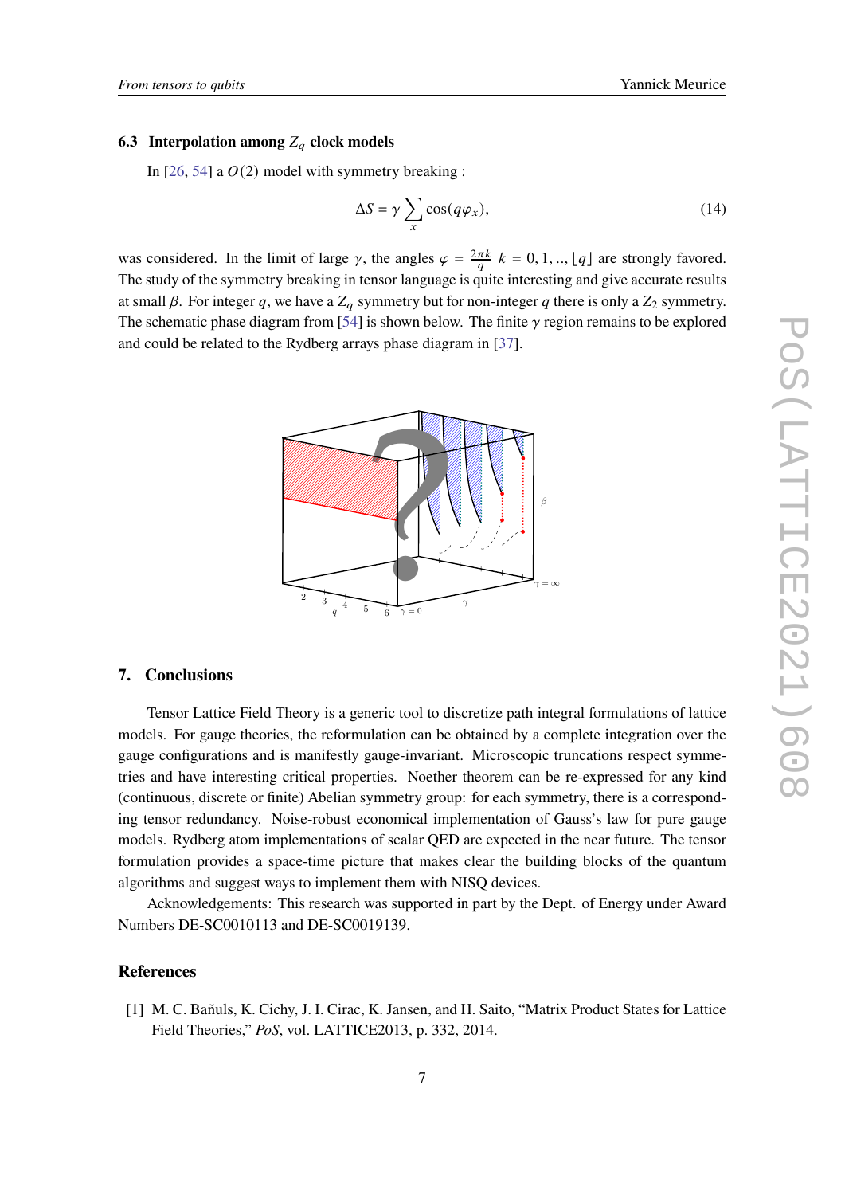### 6.3 Interpolation among $Z_q$ clock models

In [26, 54] a $O(2)$ model with symmetry breaking :

$$\Delta S = \gamma \sum_x \cos(q\varphi_x), \tag{14}$$

was considered. In the limit of large $\gamma$, the angles $\varphi = \frac{2\pi k}{q}$ $k = 0, 1, .., \lfloor q \rfloor$ are strongly favored. The study of the symmetry breaking in tensor language is quite interesting and give accurate results at small $\beta$. For integer $q$, we have a $Z_q$ symmetry but for non-integer $q$ there is only a $Z_2$ symmetry. The schematic phase diagram from [54] is shown below. The finite $\gamma$ region remains to be explored and could be related to the Rydberg arrays phase diagram in [37].

## 7. Conclusions

Tensor Lattice Field Theory is a generic tool to discretize path integral formulations of lattice models. For gauge theories, the reformulation can be obtained by a complete integration over the gauge configurations and is manifestly gauge-invariant. Microscopic truncations respect symmetries and have interesting critical properties. Noether theorem can be re-expressed for any kind (continuous, discrete or finite) Abelian symmetry group: for each symmetry, there is a corresponding tensor redundancy. Noise-robust economical implementation of Gauss's law for pure gauge models. Rydberg atom implementations of scalar QED are expected in the near future. The tensor formulation provides a space-time picture that makes clear the building blocks of the quantum algorithms and suggest ways to implement them with NISQ devices.

Acknowledgements: This research was supported in part by the Dept. of Energy under Award Numbers DE-SC0010113 and DE-SC0019139.

## References

[1] M. C. Bañuls, K. Cichy, J. I. Cirac, K. Jansen, and H. Saito, "Matrix Product States for Lattice Field Theories," *PoS*, vol. LATTICE2013, p. 332, 2014.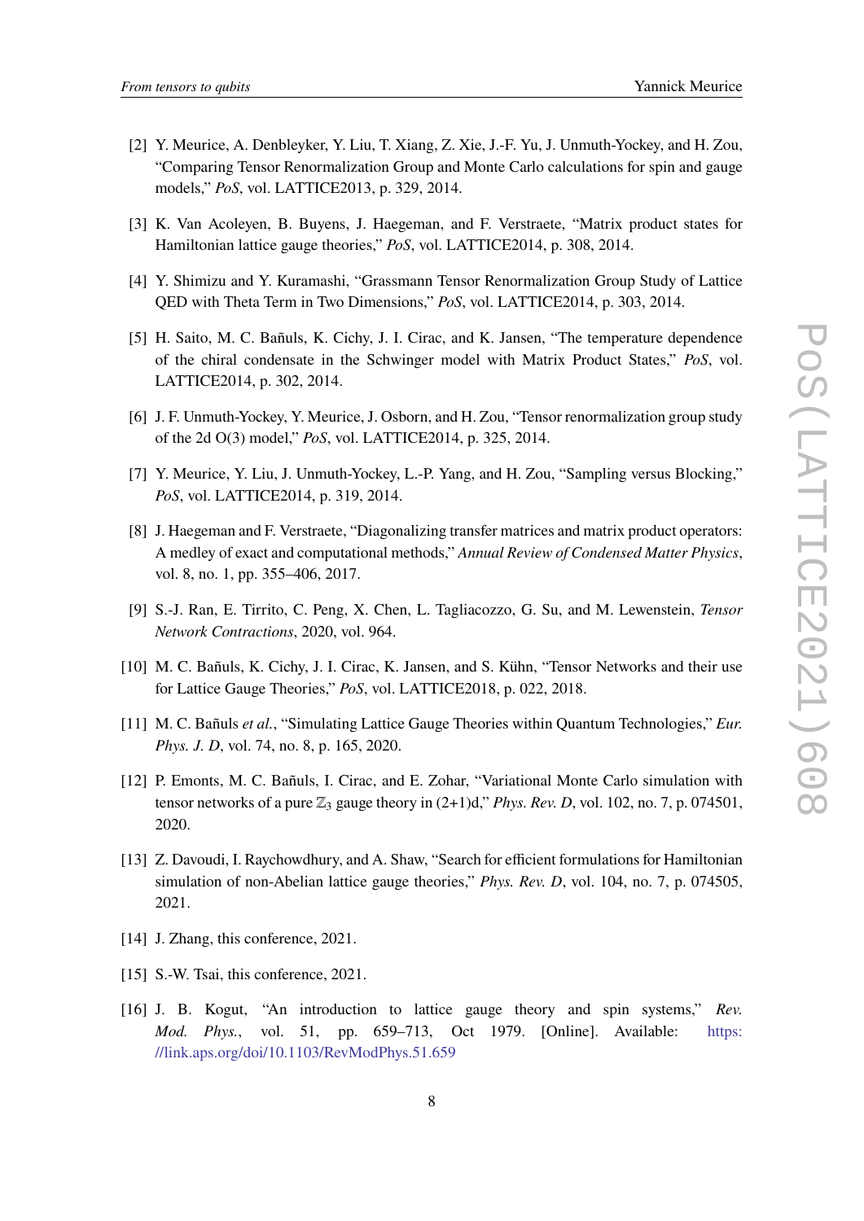[2] Y. Meurice, A. Denbleyker, Y. Liu, T. Xiang, Z. Xie, J.-F. Yu, J. Unmuth-Yockey, and H. Zou, "Comparing Tensor Renormalization Group and Monte Carlo calculations for spin and gauge models," *PoS*, vol. LATTICE2013, p. 329, 2014.

[3] K. Van Acoleyen, B. Buyens, J. Haegeman, and F. Verstraete, "Matrix product states for Hamiltonian lattice gauge theories," *PoS*, vol. LATTICE2014, p. 308, 2014.

[4] Y. Shimizu and Y. Kuramashi, "Grassmann Tensor Renormalization Group Study of Lattice QED with Theta Term in Two Dimensions," *PoS*, vol. LATTICE2014, p. 303, 2014.

[5] H. Saito, M. C. Bañuls, K. Cichy, J. I. Cirac, and K. Jansen, "The temperature dependence of the chiral condensate in the Schwinger model with Matrix Product States," *PoS*, vol. LATTICE2014, p. 302, 2014.

[6] J. F. Unmuth-Yockey, Y. Meurice, J. Osborn, and H. Zou, "Tensor renormalization group study of the 2d O(3) model," *PoS*, vol. LATTICE2014, p. 325, 2014.

[7] Y. Meurice, Y. Liu, J. Unmuth-Yockey, L.-P. Yang, and H. Zou, "Sampling versus Blocking," *PoS*, vol. LATTICE2014, p. 319, 2014.

[8] J. Haegeman and F. Verstraete, "Diagonalizing transfer matrices and matrix product operators: A medley of exact and computational methods," *Annual Review of Condensed Matter Physics*, vol. 8, no. 1, pp. 355–406, 2017.

[9] S.-J. Ran, E. Tirrito, C. Peng, X. Chen, L. Tagliacozzo, G. Su, and M. Lewenstein, *Tensor Network Contractions*, 2020, vol. 964.

[10] M. C. Bañuls, K. Cichy, J. I. Cirac, K. Jansen, and S. Kühn, "Tensor Networks and their use for Lattice Gauge Theories," *PoS*, vol. LATTICE2018, p. 022, 2018.

[11] M. C. Bañuls *et al.*, "Simulating Lattice Gauge Theories within Quantum Technologies," *Eur. Phys. J. D*, vol. 74, no. 8, p. 165, 2020.

[12] P. Emonts, M. C. Bañuls, I. Cirac, and E. Zohar, "Variational Monte Carlo simulation with tensor networks of a pure $\mathbb{Z}_3$ gauge theory in (2+1)d," *Phys. Rev. D*, vol. 102, no. 7, p. 074501, 2020.

[13] Z. Davoudi, I. Raychowdhury, and A. Shaw, "Search for efficient formulations for Hamiltonian simulation of non-Abelian lattice gauge theories," *Phys. Rev. D*, vol. 104, no. 7, p. 074505, 2021.

[14] J. Zhang, this conference, 2021.

[15] S.-W. Tsai, this conference, 2021.

[16] J. B. Kogut, "An introduction to lattice gauge theory and spin systems," *Rev. Mod. Phys.*, vol. 51, pp. 659–713, Oct 1979. [Online]. Available: https://link.aps.org/doi/10.1103/RevModPhys.51.659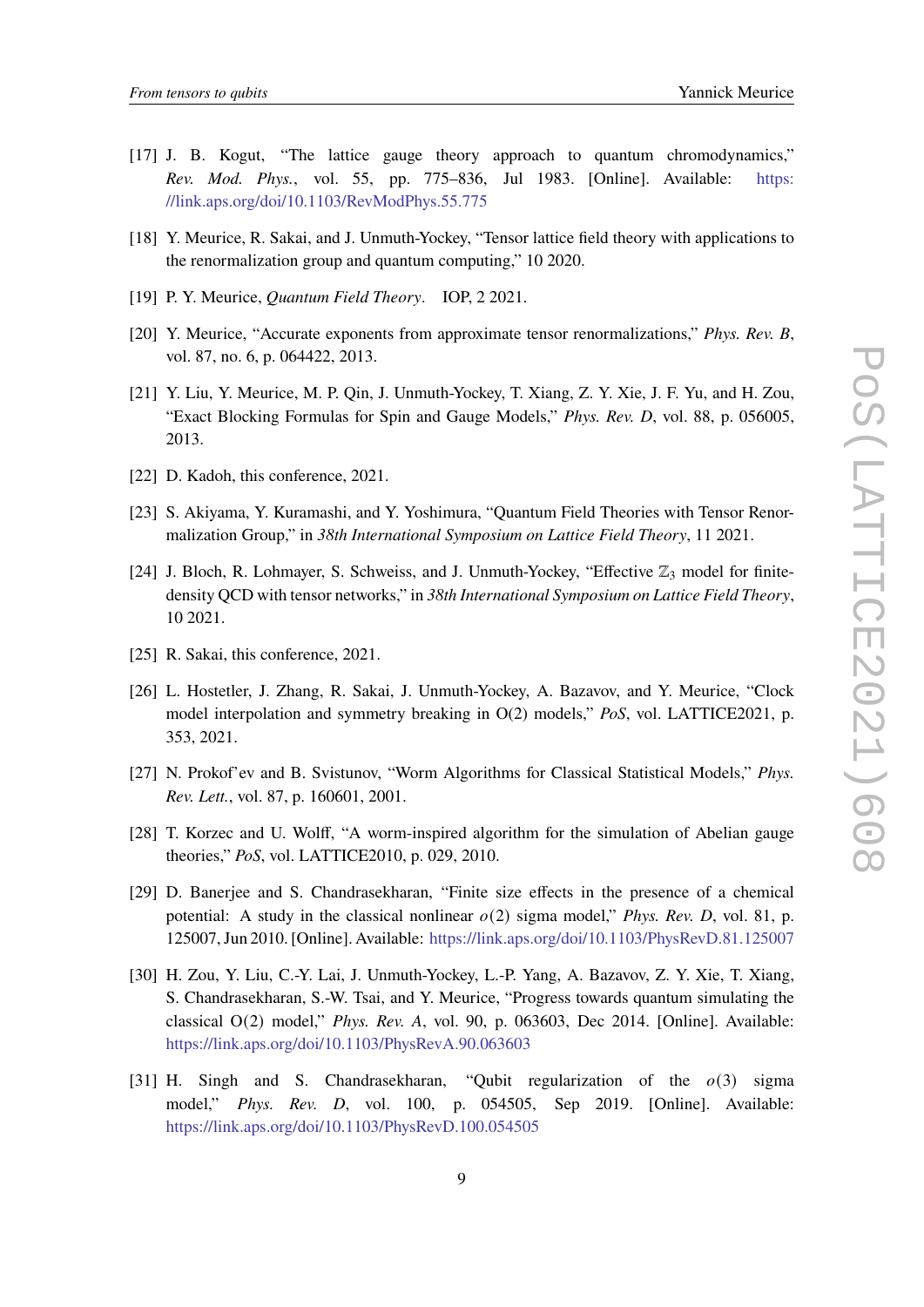[17] J. B. Kogut, "The lattice gauge theory approach to quantum chromodynamics," *Rev. Mod. Phys.*, vol. 55, pp. 775–836, Jul 1983. [Online]. Available: https://link.aps.org/doi/10.1103/RevModPhys.55.775

[18] Y. Meurice, R. Sakai, and J. Unmuth-Yockey, "Tensor lattice field theory with applications to the renormalization group and quantum computing," 10 2020.

[19] P. Y. Meurice, *Quantum Field Theory*. IOP, 2 2021.

[20] Y. Meurice, "Accurate exponents from approximate tensor renormalizations," *Phys. Rev. B*, vol. 87, no. 6, p. 064422, 2013.

[21] Y. Liu, Y. Meurice, M. P. Qin, J. Unmuth-Yockey, T. Xiang, Z. Y. Xie, J. F. Yu, and H. Zou, "Exact Blocking Formulas for Spin and Gauge Models," *Phys. Rev. D*, vol. 88, p. 056005, 2013.

[22] D. Kadoh, this conference, 2021.

[23] S. Akiyama, Y. Kuramashi, and Y. Yoshimura, "Quantum Field Theories with Tensor Renormalization Group," in *38th International Symposium on Lattice Field Theory*, 11 2021.

[24] J. Bloch, R. Lohmayer, S. Schweiss, and J. Unmuth-Yockey, "Effective $\mathbb{Z}_3$ model for finite-density QCD with tensor networks," in *38th International Symposium on Lattice Field Theory*, 10 2021.

[25] R. Sakai, this conference, 2021.

[26] L. Hostetler, J. Zhang, R. Sakai, J. Unmuth-Yockey, A. Bazavov, and Y. Meurice, "Clock model interpolation and symmetry breaking in O(2) models," *PoS*, vol. LATTICE2021, p. 353, 2021.

[27] N. Prokof'ev and B. Svistunov, "Worm Algorithms for Classical Statistical Models," *Phys. Rev. Lett.*, vol. 87, p. 160601, 2001.

[28] T. Korzec and U. Wolff, "A worm-inspired algorithm for the simulation of Abelian gauge theories," *PoS*, vol. LATTICE2010, p. 029, 2010.

[29] D. Banerjee and S. Chandrasekharan, "Finite size effects in the presence of a chemical potential: A study in the classical nonlinear $o(2)$ sigma model," *Phys. Rev. D*, vol. 81, p. 125007, Jun 2010. [Online]. Available: https://link.aps.org/doi/10.1103/PhysRevD.81.125007

[30] H. Zou, Y. Liu, C.-Y. Lai, J. Unmuth-Yockey, L.-P. Yang, A. Bazavov, Z. Y. Xie, T. Xiang, S. Chandrasekharan, S.-W. Tsai, and Y. Meurice, "Progress towards quantum simulating the classical O(2) model," *Phys. Rev. A*, vol. 90, p. 063603, Dec 2014. [Online]. Available: https://link.aps.org/doi/10.1103/PhysRevA.90.063603

[31] H. Singh and S. Chandrasekharan, "Qubit regularization of the $o(3)$ sigma model," *Phys. Rev. D*, vol. 100, p. 054505, Sep 2019. [Online]. Available: https://link.aps.org/doi/10.1103/PhysRevD.100.054505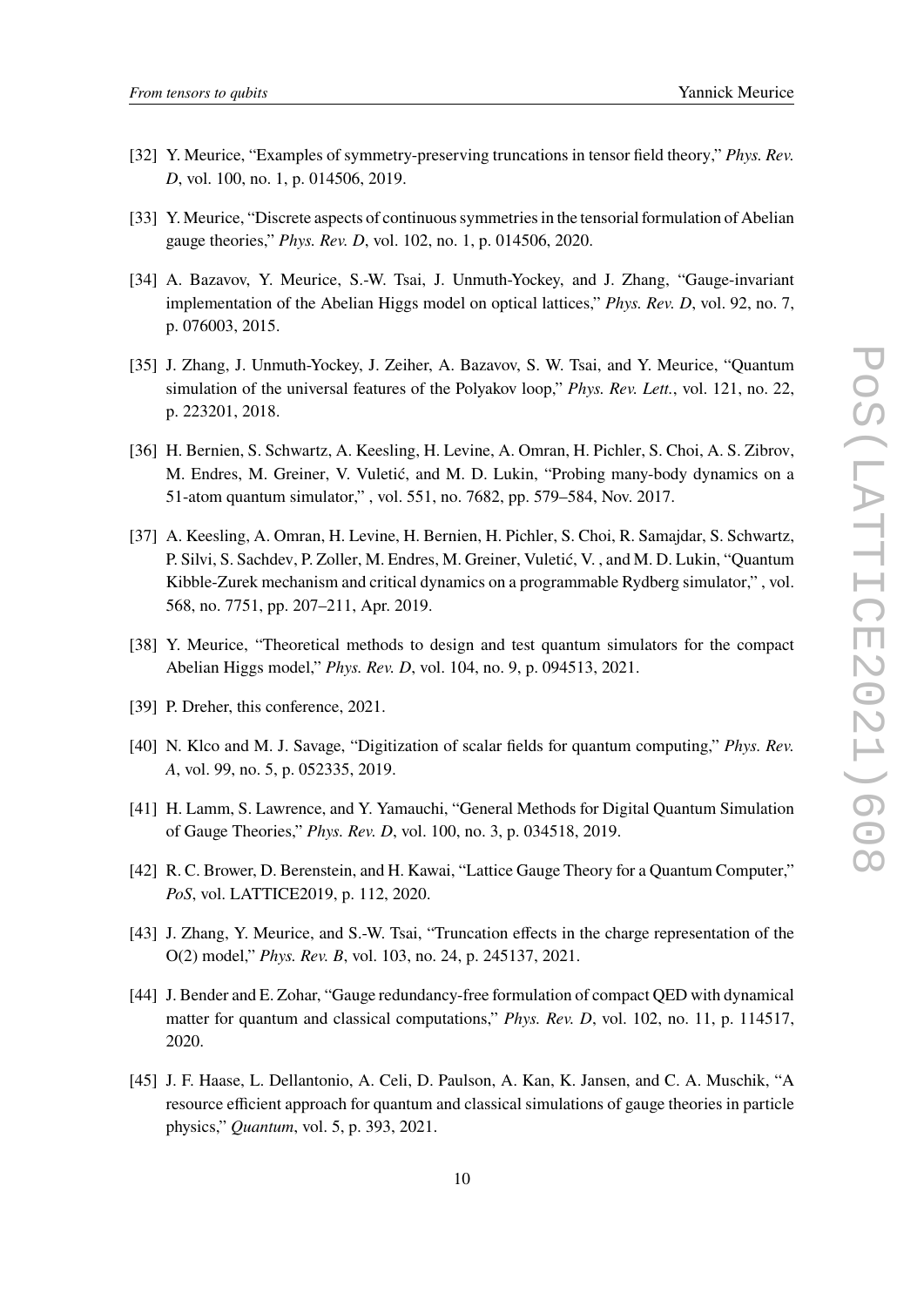[32] Y. Meurice, "Examples of symmetry-preserving truncations in tensor field theory," *Phys. Rev. D*, vol. 100, no. 1, p. 014506, 2019.

[33] Y. Meurice, "Discrete aspects of continuous symmetries in the tensorial formulation of Abelian gauge theories," *Phys. Rev. D*, vol. 102, no. 1, p. 014506, 2020.

[34] A. Bazavov, Y. Meurice, S.-W. Tsai, J. Unmuth-Yockey, and J. Zhang, "Gauge-invariant implementation of the Abelian Higgs model on optical lattices," *Phys. Rev. D*, vol. 92, no. 7, p. 076003, 2015.

[35] J. Zhang, J. Unmuth-Yockey, J. Zeiher, A. Bazavov, S. W. Tsai, and Y. Meurice, "Quantum simulation of the universal features of the Polyakov loop," *Phys. Rev. Lett.*, vol. 121, no. 22, p. 223201, 2018.

[36] H. Bernien, S. Schwartz, A. Keesling, H. Levine, A. Omran, H. Pichler, S. Choi, A. S. Zibrov, M. Endres, M. Greiner, V. Vuletić, and M. D. Lukin, "Probing many-body dynamics on a 51-atom quantum simulator," , vol. 551, no. 7682, pp. 579–584, Nov. 2017.

[37] A. Keesling, A. Omran, H. Levine, H. Bernien, H. Pichler, S. Choi, R. Samajdar, S. Schwartz, P. Silvi, S. Sachdev, P. Zoller, M. Endres, M. Greiner, Vuletić, V. , and M. D. Lukin, "Quantum Kibble-Zurek mechanism and critical dynamics on a programmable Rydberg simulator," , vol. 568, no. 7751, pp. 207–211, Apr. 2019.

[38] Y. Meurice, "Theoretical methods to design and test quantum simulators for the compact Abelian Higgs model," *Phys. Rev. D*, vol. 104, no. 9, p. 094513, 2021.

[39] P. Dreher, this conference, 2021.

[40] N. Klco and M. J. Savage, "Digitization of scalar fields for quantum computing," *Phys. Rev. A*, vol. 99, no. 5, p. 052335, 2019.

[41] H. Lamm, S. Lawrence, and Y. Yamauchi, "General Methods for Digital Quantum Simulation of Gauge Theories," *Phys. Rev. D*, vol. 100, no. 3, p. 034518, 2019.

[42] R. C. Brower, D. Berenstein, and H. Kawai, "Lattice Gauge Theory for a Quantum Computer," *PoS*, vol. LATTICE2019, p. 112, 2020.

[43] J. Zhang, Y. Meurice, and S.-W. Tsai, "Truncation effects in the charge representation of the O(2) model," *Phys. Rev. B*, vol. 103, no. 24, p. 245137, 2021.

[44] J. Bender and E. Zohar, "Gauge redundancy-free formulation of compact QED with dynamical matter for quantum and classical computations," *Phys. Rev. D*, vol. 102, no. 11, p. 114517, 2020.

[45] J. F. Haase, L. Dellantonio, A. Celi, D. Paulson, A. Kan, K. Jansen, and C. A. Muschik, "A resource efficient approach for quantum and classical simulations of gauge theories in particle physics," *Quantum*, vol. 5, p. 393, 2021.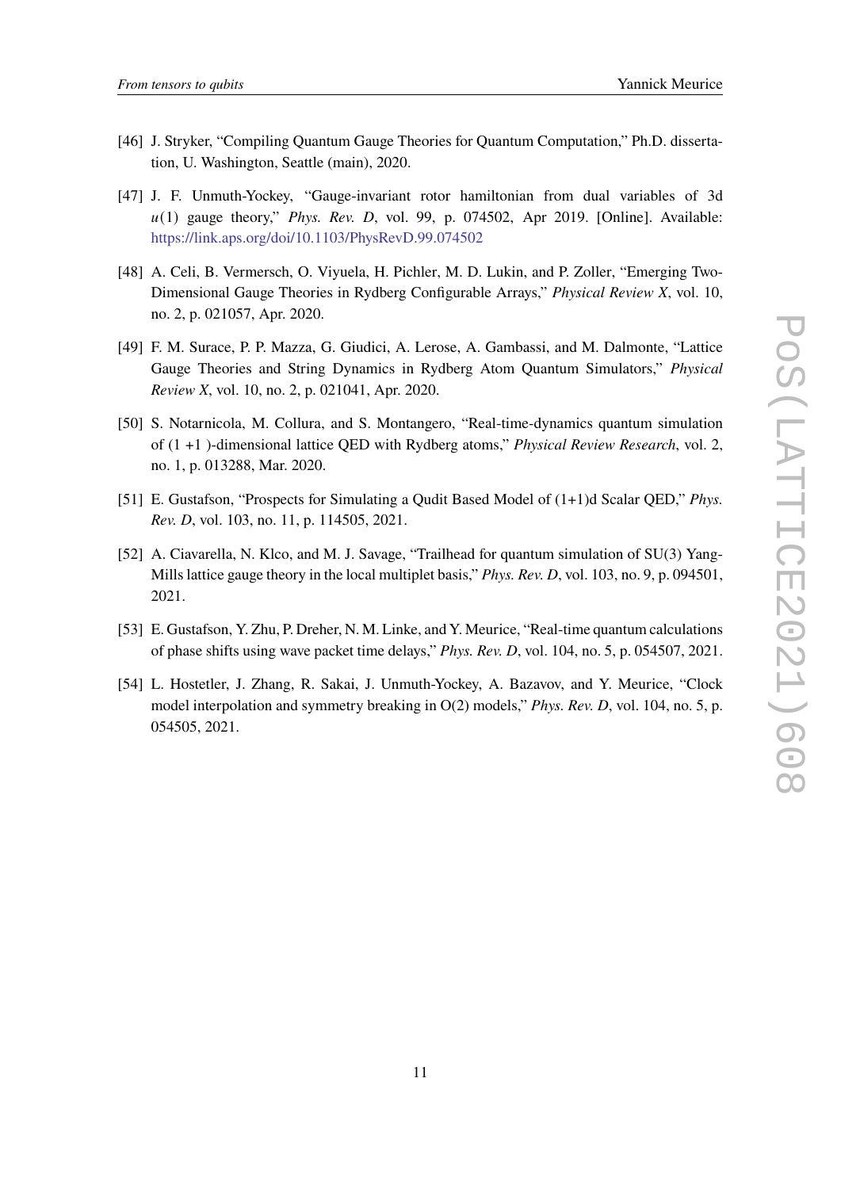[46] J. Stryker, "Compiling Quantum Gauge Theories for Quantum Computation," Ph.D. dissertation, U. Washington, Seattle (main), 2020.

[47] J. F. Unmuth-Yockey, "Gauge-invariant rotor hamiltonian from dual variables of 3d $u(1)$ gauge theory," *Phys. Rev. D*, vol. 99, p. 074502, Apr 2019. [Online]. Available: https://link.aps.org/doi/10.1103/PhysRevD.99.074502

[48] A. Celi, B. Vermersch, O. Viyuela, H. Pichler, M. D. Lukin, and P. Zoller, "Emerging Two-Dimensional Gauge Theories in Rydberg Configurable Arrays," *Physical Review X*, vol. 10, no. 2, p. 021057, Apr. 2020.

[49] F. M. Surace, P. P. Mazza, G. Giudici, A. Lerose, A. Gambassi, and M. Dalmonte, "Lattice Gauge Theories and String Dynamics in Rydberg Atom Quantum Simulators," *Physical Review X*, vol. 10, no. 2, p. 021041, Apr. 2020.

[50] S. Notarnicola, M. Collura, and S. Montangero, "Real-time-dynamics quantum simulation of (1 +1 )-dimensional lattice QED with Rydberg atoms," *Physical Review Research*, vol. 2, no. 1, p. 013288, Mar. 2020.

[51] E. Gustafson, "Prospects for Simulating a Qudit Based Model of (1+1)d Scalar QED," *Phys. Rev. D*, vol. 103, no. 11, p. 114505, 2021.

[52] A. Ciavarella, N. Klco, and M. J. Savage, "Trailhead for quantum simulation of SU(3) Yang-Mills lattice gauge theory in the local multiplet basis," *Phys. Rev. D*, vol. 103, no. 9, p. 094501, 2021.

[53] E. Gustafson, Y. Zhu, P. Dreher, N. M. Linke, and Y. Meurice, "Real-time quantum calculations of phase shifts using wave packet time delays," *Phys. Rev. D*, vol. 104, no. 5, p. 054507, 2021.

[54] L. Hostetler, J. Zhang, R. Sakai, J. Unmuth-Yockey, A. Bazavov, and Y. Meurice, "Clock model interpolation and symmetry breaking in O(2) models," *Phys. Rev. D*, vol. 104, no. 5, p. 054505, 2021.